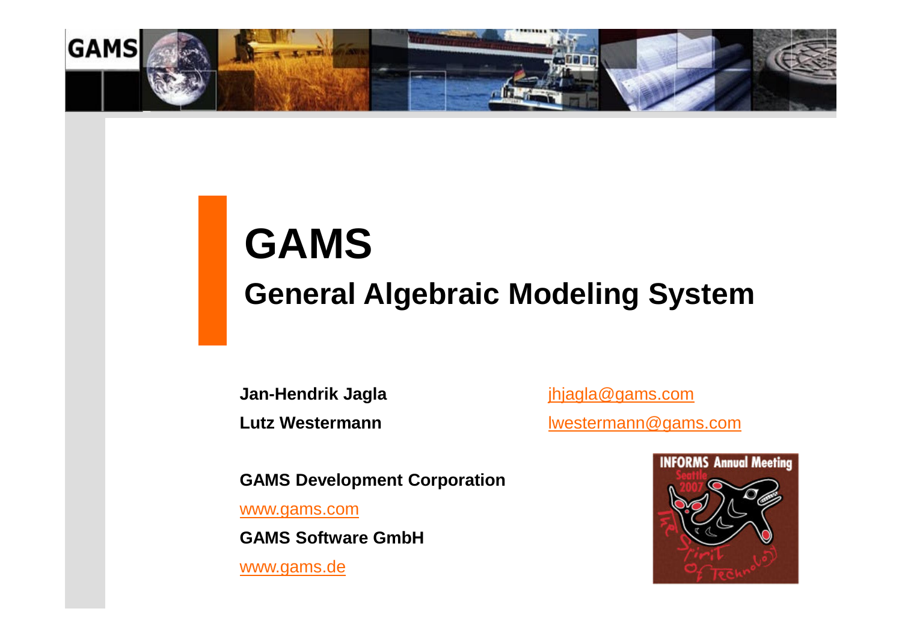# GAMS

## General Algebraic Modeling System

**Jan-Hendrik Jagla** jhjagla@gams.com

**Lutz Westermann** lwestermann@gams.com

**GAMS Development Corporation**

www.gams.com

**GAMS Software GmbH**

www.gams.de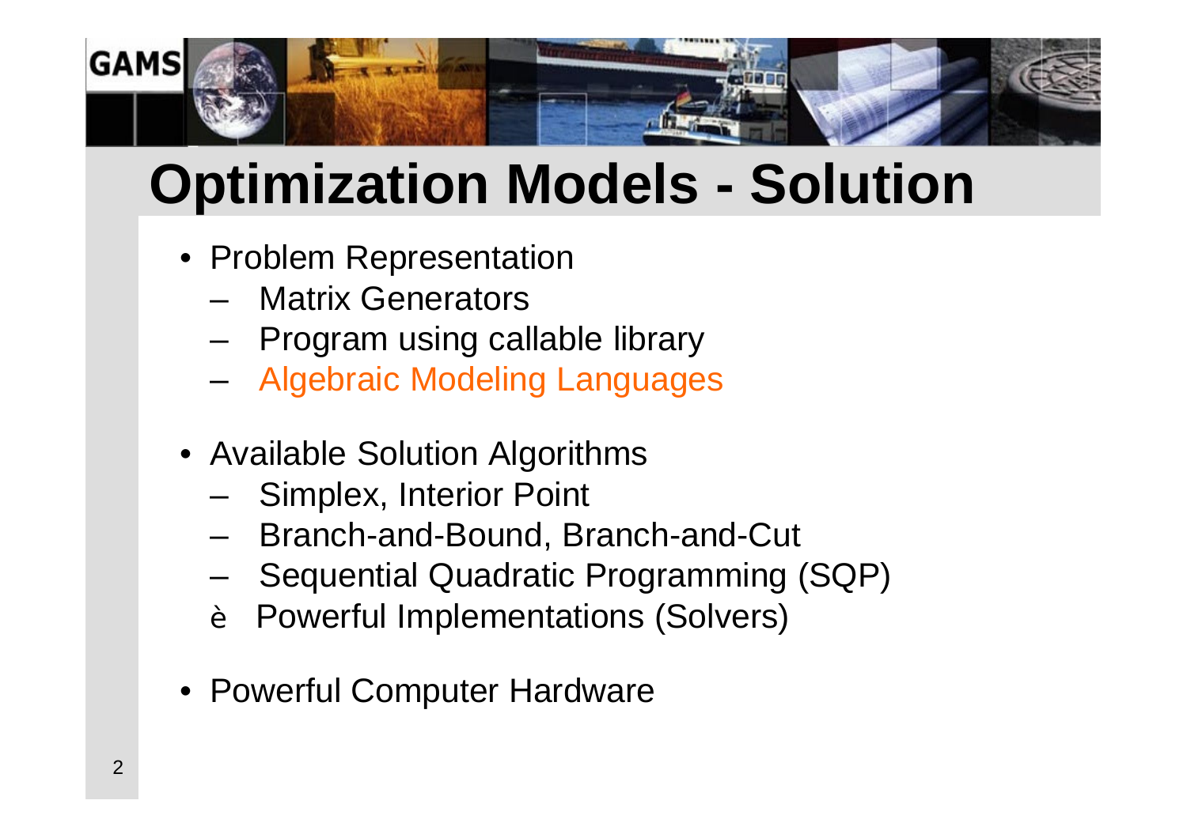# Optimization Models - Solution

- Problem Representation
  - Matrix Generators
  - Program using callable library
  - Algebraic Modeling Languages

- Available Solution Algorithms
  - Simplex, Interior Point
  - Branch-and-Bound, Branch-and-Cut
  - Sequential Quadratic Programming (SQP)
  - è Powerful Implementations (Solvers)

- Powerful Computer Hardware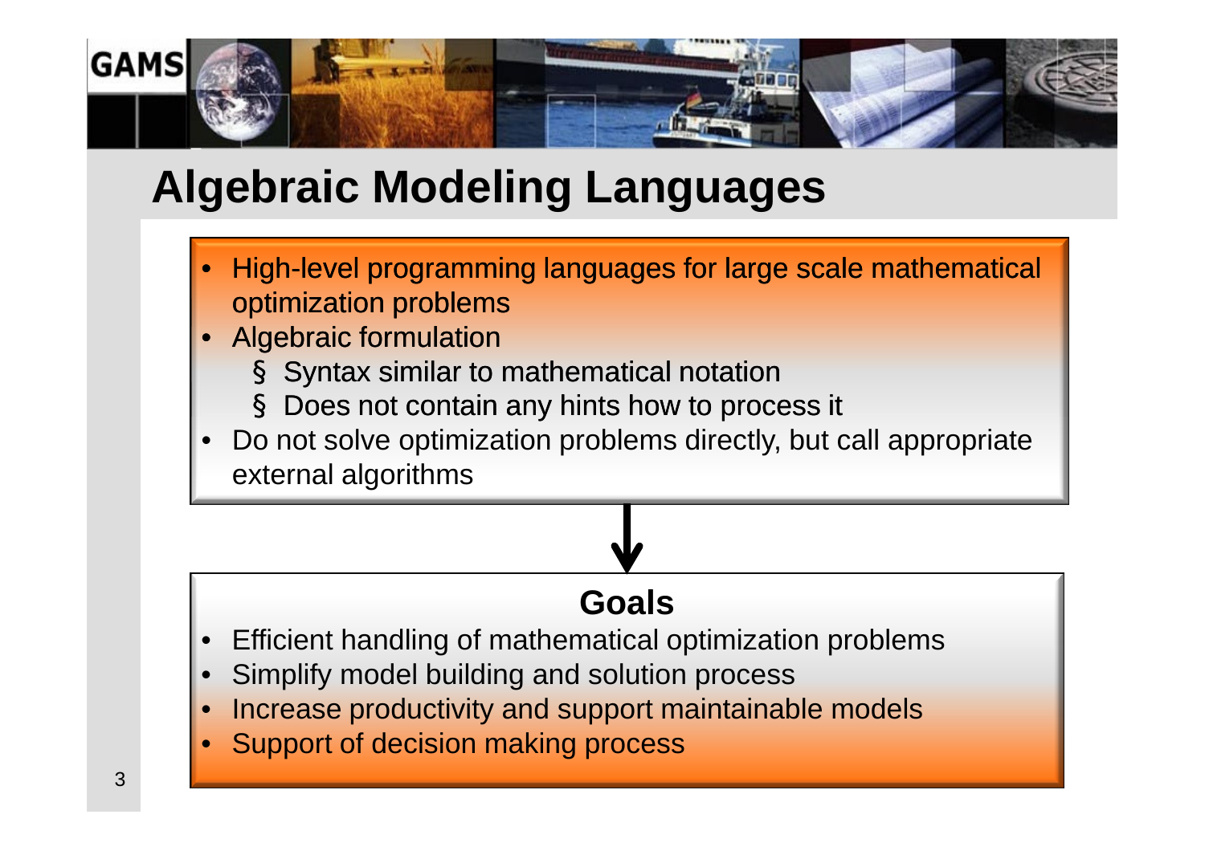# Algebraic Modeling Languages

- High-level programming languages for large scale mathematical optimization problems
- Algebraic formulation
  - Syntax similar to mathematical notation
  - Does not contain any hints how to process it
- Do not solve optimization problems directly, but call appropriate external algorithms

## Goals

- Efficient handling of mathematical optimization problems
- Simplify model building and solution process
- Increase productivity and support maintainable models
- Support of decision making process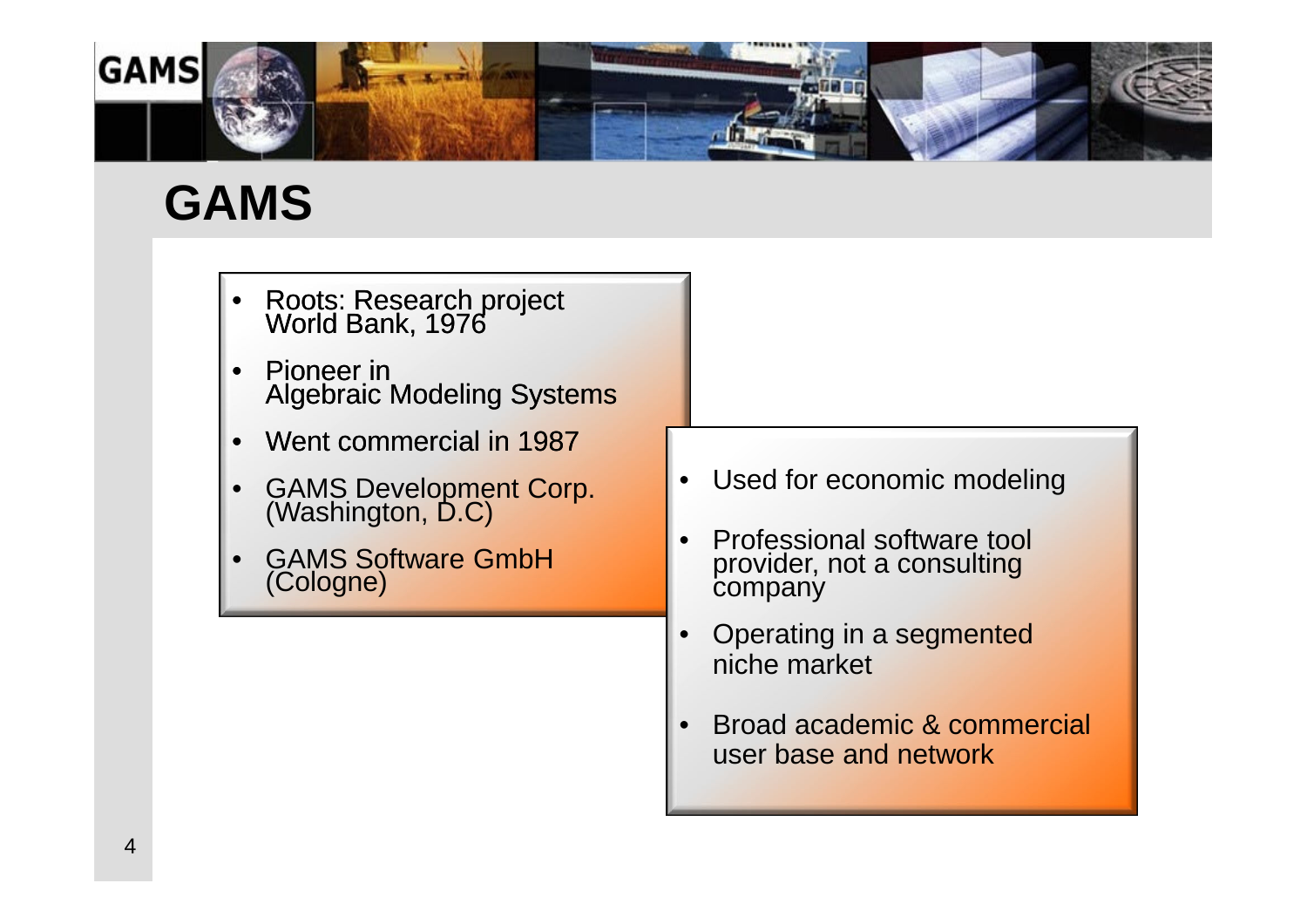# GAMS

- Roots: Research project World Bank, 1976
- Pioneer in Algebraic Modeling Systems
- Went commercial in 1987
- GAMS Development Corp. (Washington, D.C)
- GAMS Software GmbH (Cologne)

- Used for economic modeling
- Professional software tool provider, not a consulting company
- Operating in a segmented niche market
- Broad academic & commercial user base and network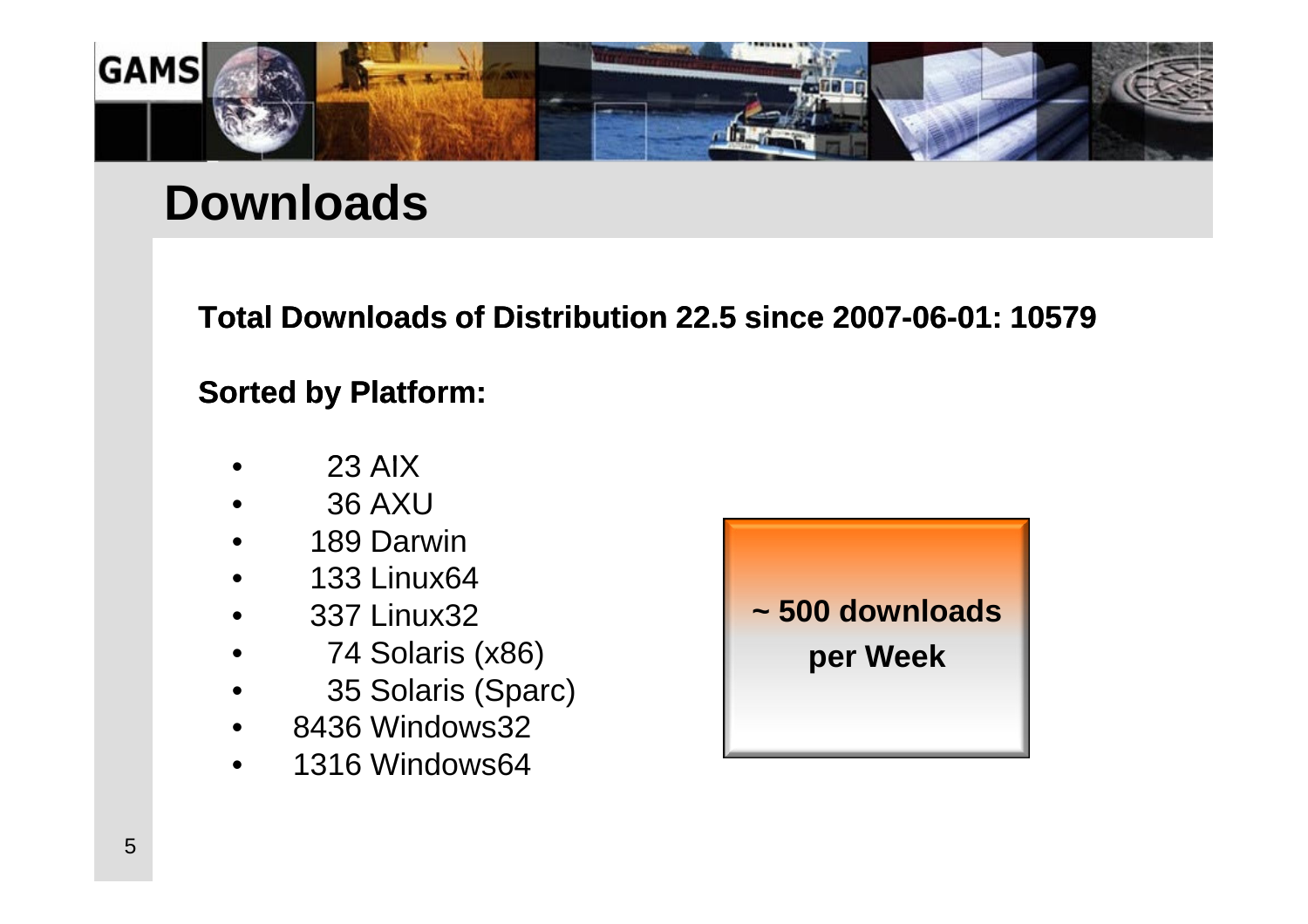# Downloads

**Total Downloads of Distribution 22.5 since 2007-06-01: 10579**

**Sorted by Platform:**

- 23 AIX
- 36 AXU
- 189 Darwin
- 133 Linux64
- 337 Linux32
- 74 Solaris (x86)
- 35 Solaris (Sparc)
- 8436 Windows32
- 1316 Windows64

**~ 500 downloads per Week**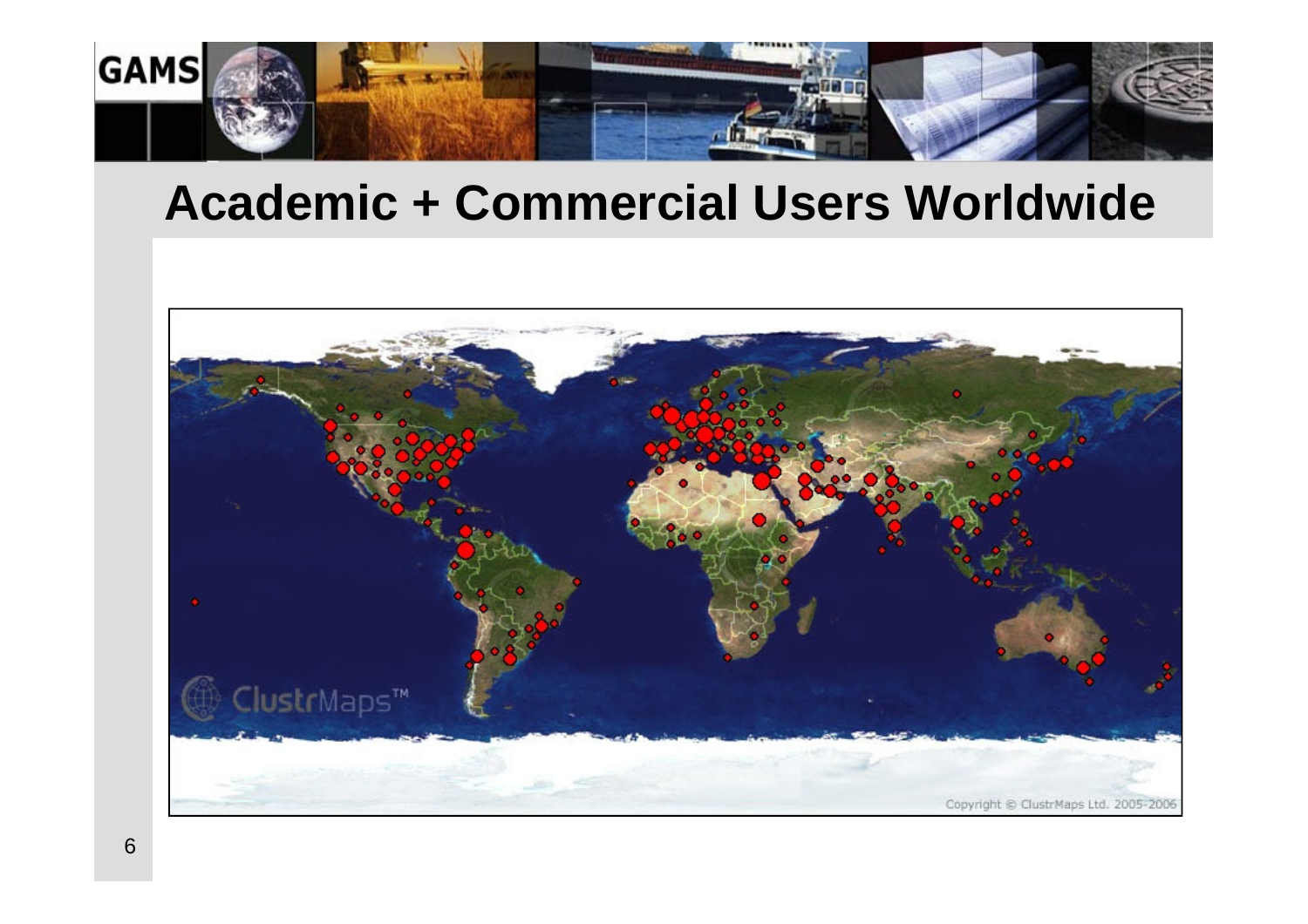# Academic + Commercial Users Worldwide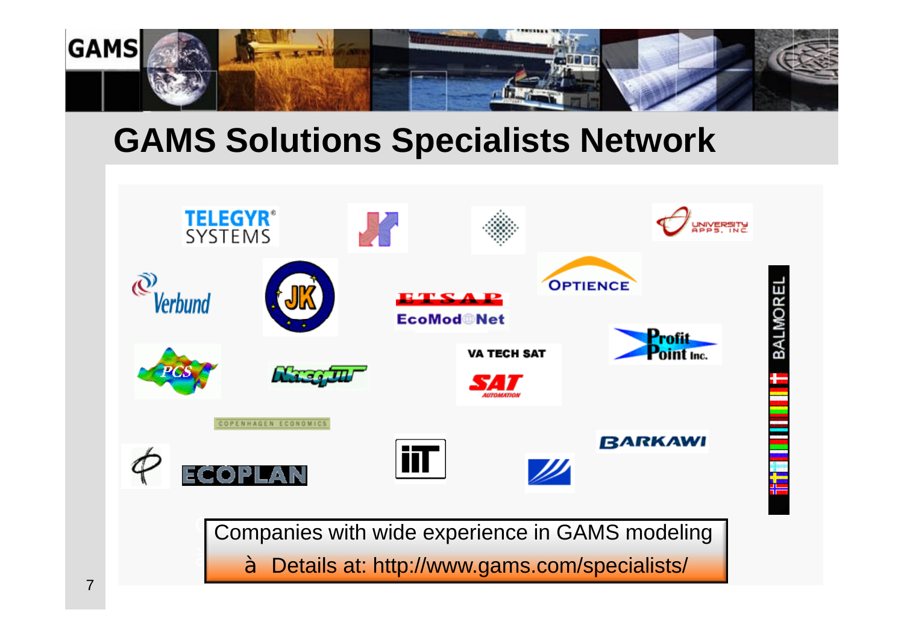# GAMS Solutions Specialists Network

Companies with wide experience in GAMS modeling

à Details at: http://www.gams.com/specialists/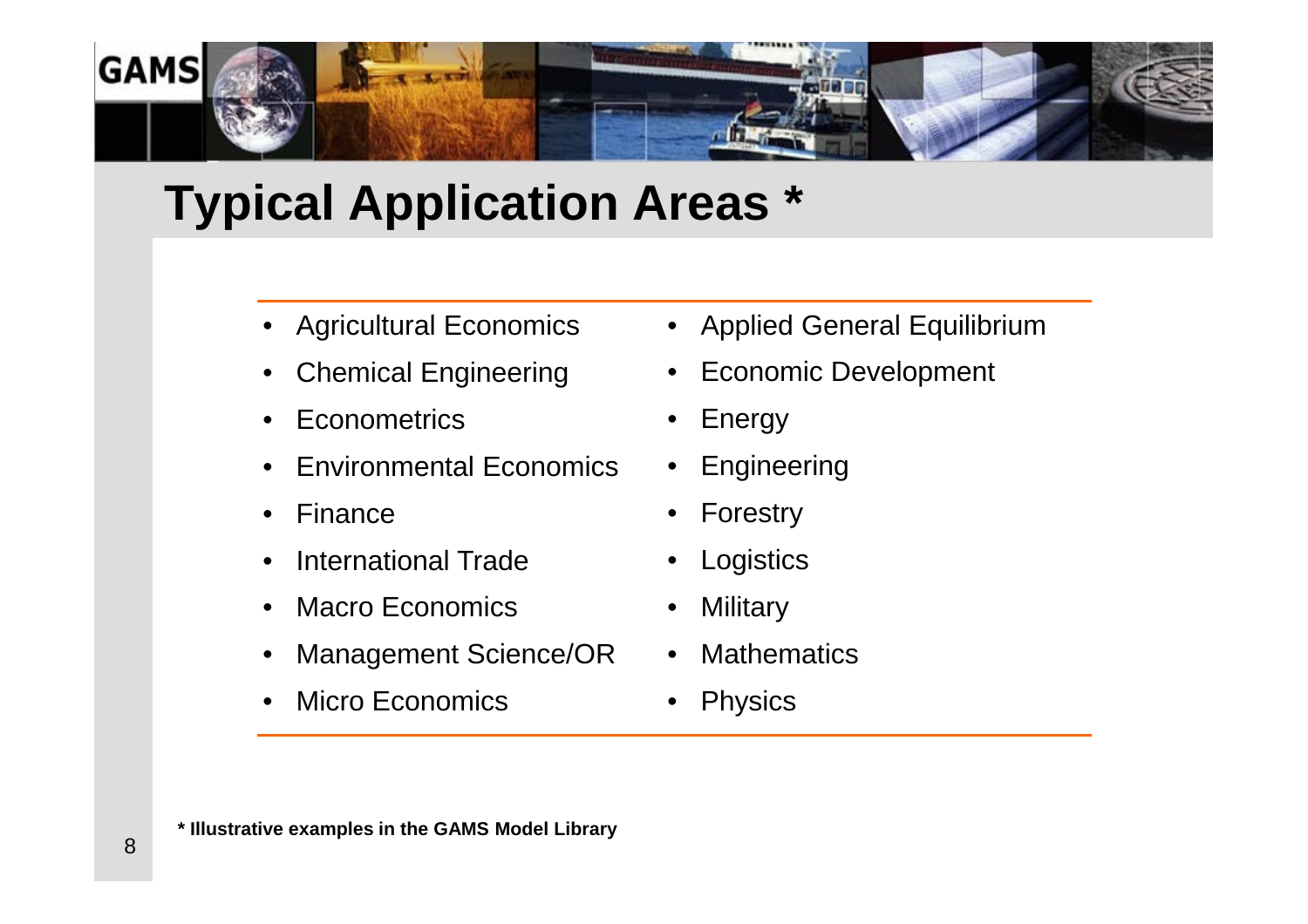# Typical Application Areas *

- Agricultural Economics
- Chemical Engineering
- Econometrics
- Environmental Economics
- Finance
- International Trade
- Macro Economics
- Management Science/OR
- Micro Economics
- Applied General Equilibrium
- Economic Development
- Energy
- Engineering
- Forestry
- Logistics
- Military
- Mathematics
- Physics

**\* Illustrative examples in the GAMS Model Library**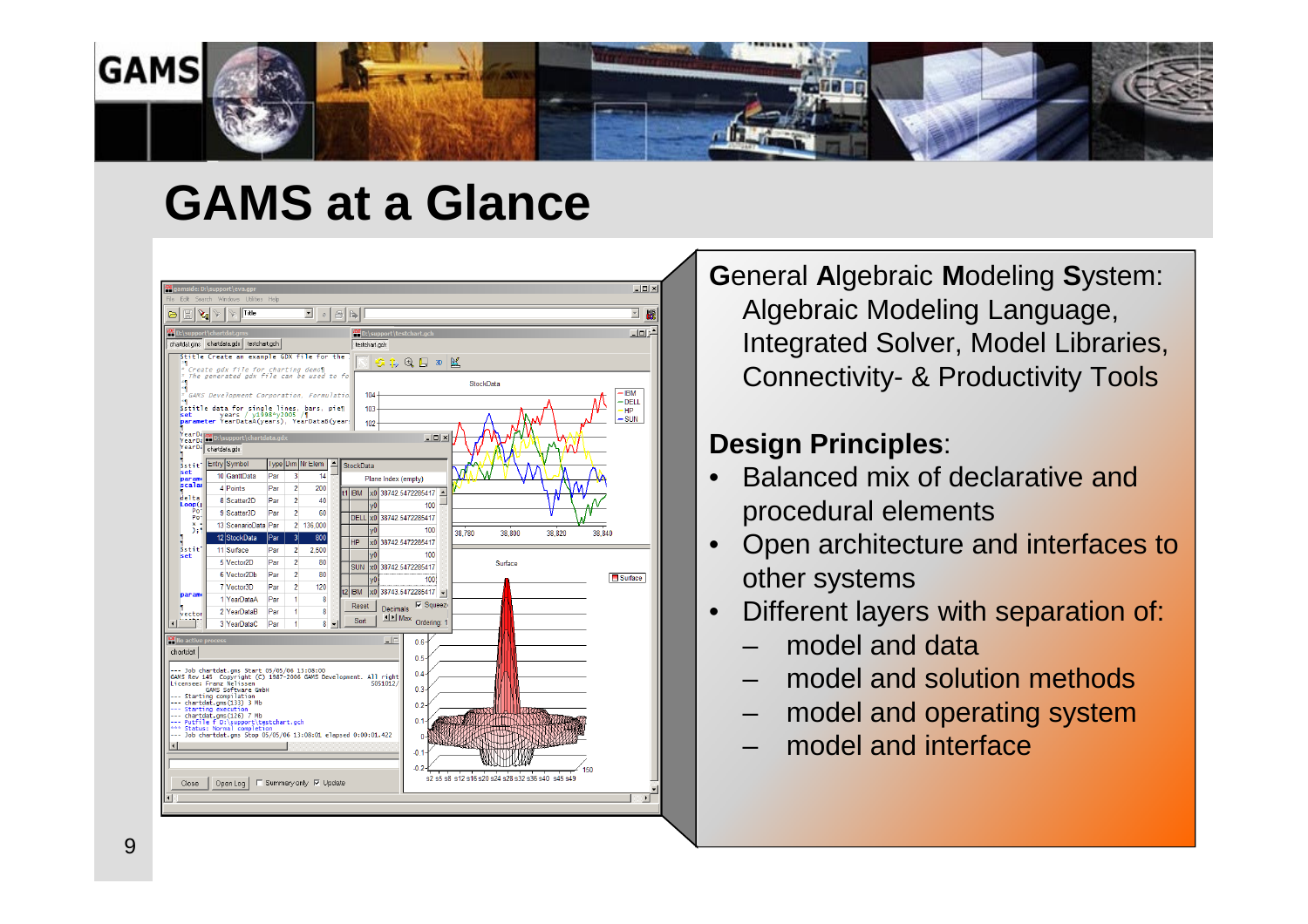# GAMS at a Glance

**G**eneral **A**lgebraic **M**odeling **S**ystem:
Algebraic Modeling Language, Integrated Solver, Model Libraries, Connectivity- & Productivity Tools

**Design Principles**:

- Balanced mix of declarative and procedural elements
- Open architecture and interfaces to other systems
- Different layers with separation of:
  - model and data
  - model and solution methods
  - model and operating system
  - model and interface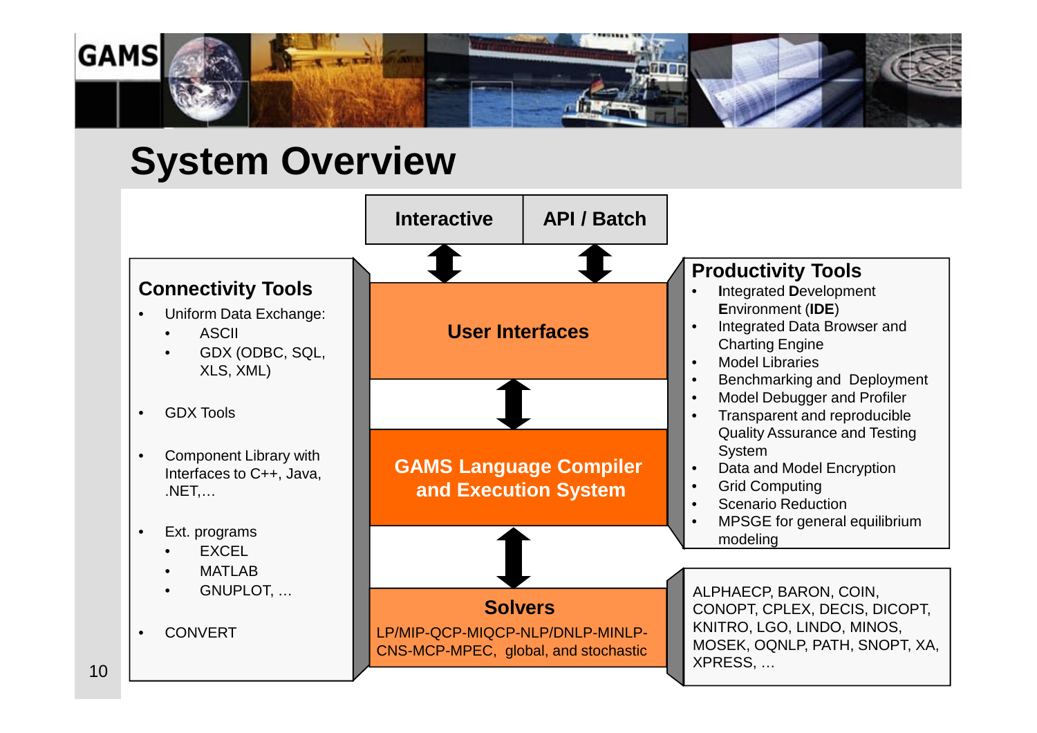# System Overview

**Interactive** | **API / Batch**

**User Interfaces**

**GAMS Language Compiler and Execution System**

**Solvers**

LP/MIP-QCP-MIQCP-NLP/DNLP-MINLP-CNS-MCP-MPEC, global, and stochastic

## Connectivity Tools

- Uniform Data Exchange:
  - ASCII
  - GDX (ODBC, SQL, XLS, XML)
- GDX Tools
- Component Library with Interfaces to C++, Java, .NET,…
- Ext. programs
  - EXCEL
  - MATLAB
  - GNUPLOT, …
- CONVERT

## Productivity Tools

- **I**ntegrated **D**evelopment **E**nvironment (**IDE**)
- Integrated Data Browser and Charting Engine
- Model Libraries
- Benchmarking and Deployment
- Model Debugger and Profiler
- Transparent and reproducible Quality Assurance and Testing System
- Data and Model Encryption
- Grid Computing
- Scenario Reduction
- MPSGE for general equilibrium modeling

ALPHAECP, BARON, COIN, CONOPT, CPLEX, DECIS, DICOPT, KNITRO, LGO, LINDO, MINOS, MOSEK, OQNLP, PATH, SNOPT, XA, XPRESS, …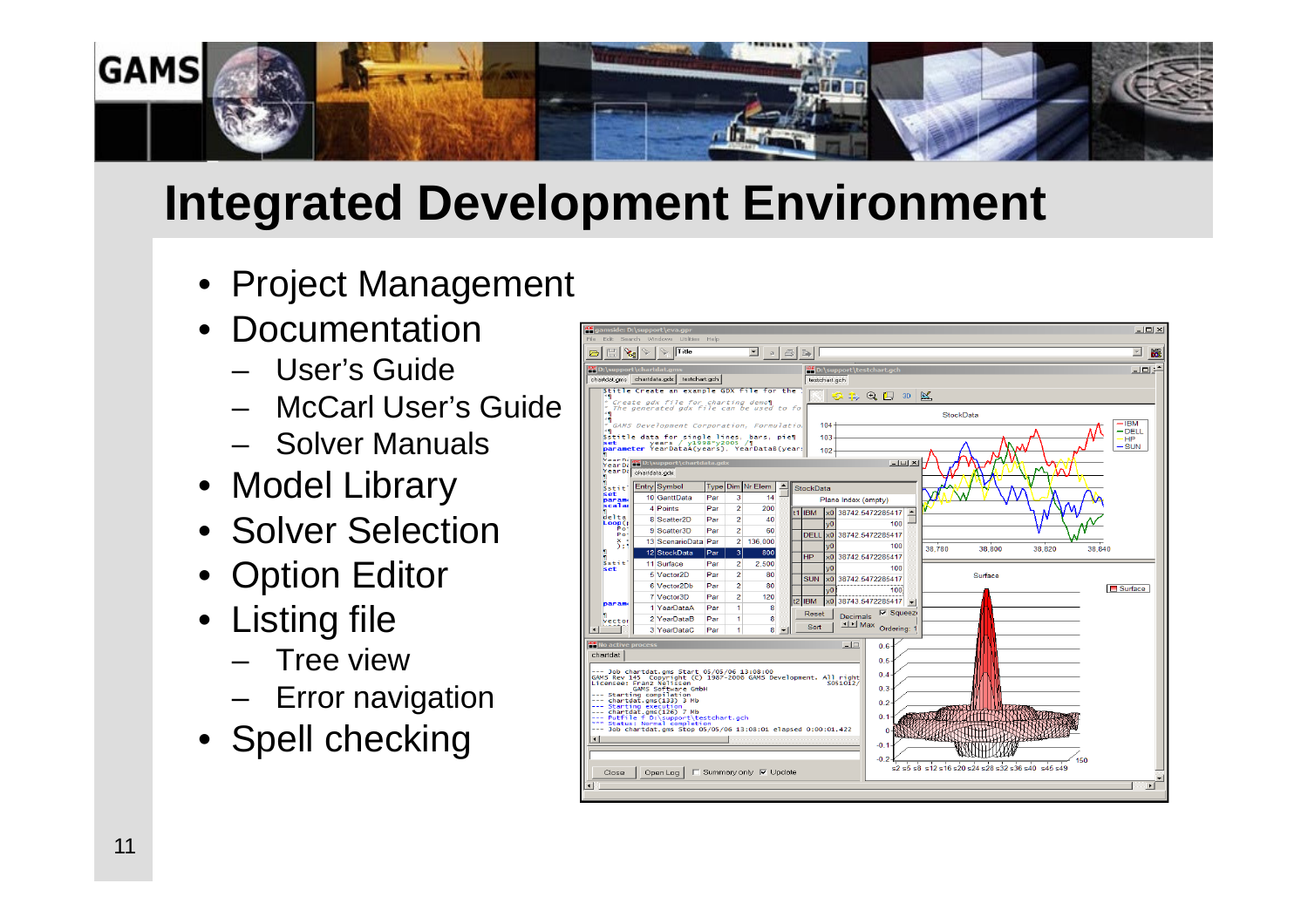# Integrated Development Environment

- Project Management
- Documentation
  - User's Guide
  - McCarl User's Guide
  - Solver Manuals
- Model Library
- Solver Selection
- Option Editor
- Listing file
  - Tree view
  - Error navigation
- Spell checking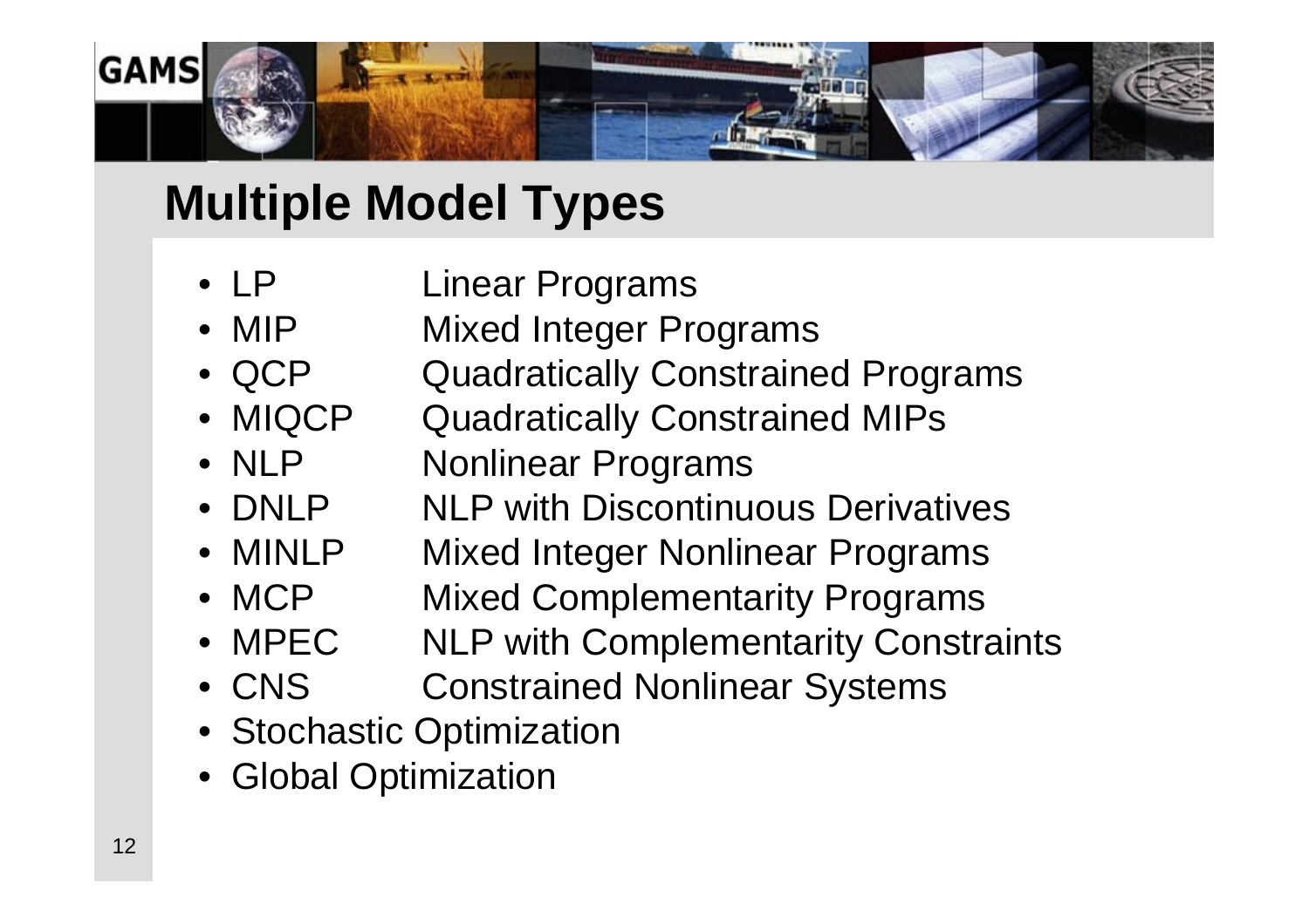# Multiple Model Types

- LP Linear Programs
- MIP Mixed Integer Programs
- QCP Quadratically Constrained Programs
- MIQCP Quadratically Constrained MIPs
- NLP Nonlinear Programs
- DNLP NLP with Discontinuous Derivatives
- MINLP Mixed Integer Nonlinear Programs
- MCP Mixed Complementarity Programs
- MPEC NLP with Complementarity Constraints
- CNS Constrained Nonlinear Systems
- Stochastic Optimization
- Global Optimization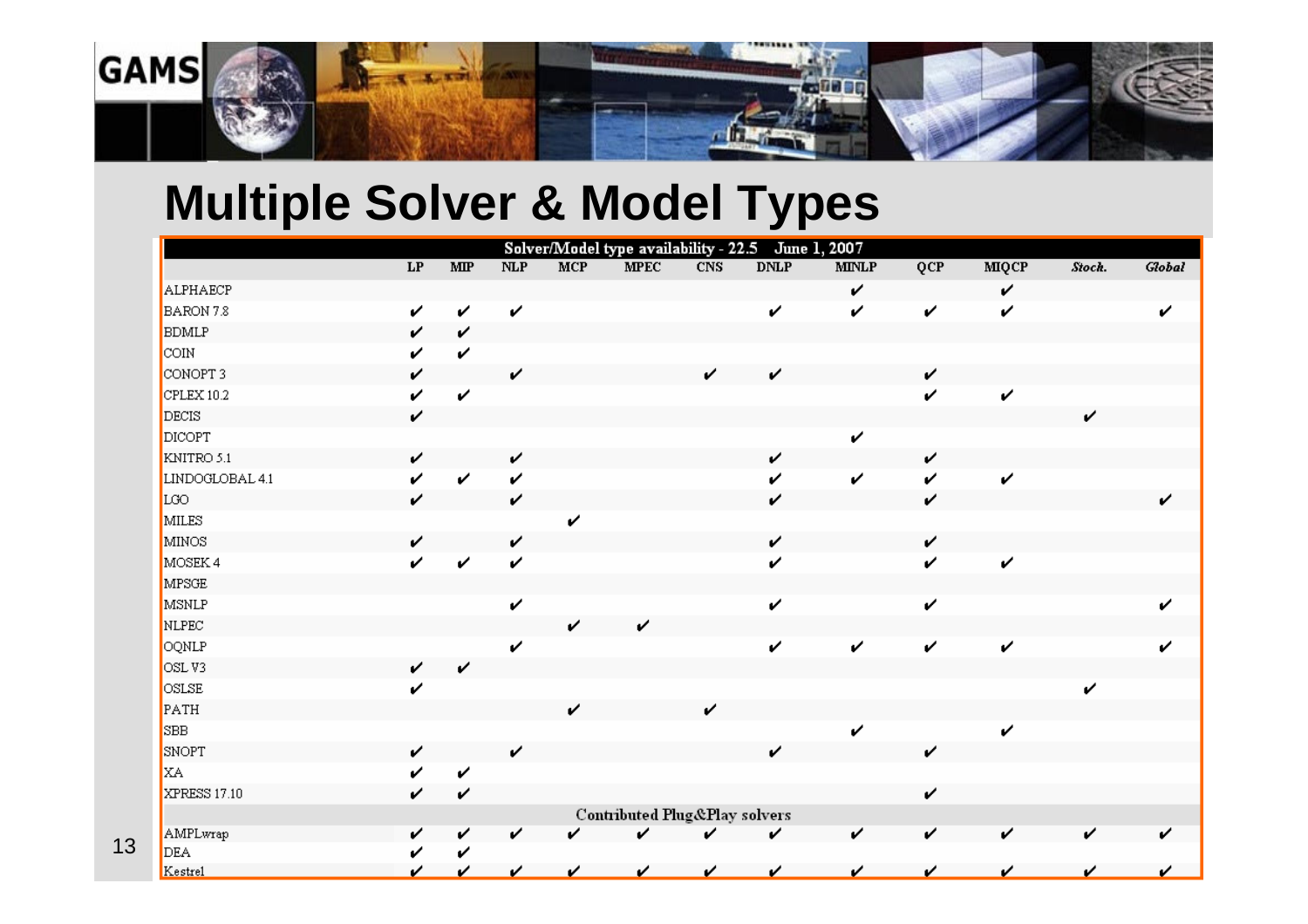# Multiple Solver & Model Types

| Solver/Model type availability - 22.5 June 1, 2007 | | | | | | | | | | | | |
|---|---|---|---|---|---|---|---|---|---|---|---|---|
| | LP | MIP | NLP | MCP | MPEC | CNS | DNLP | MINLP | QCP | MIQCP | *Stoch.* | *Global* |
| ALPHAECP | | | | | | | | ✔ | | ✔ | | |
| BARON 7.8 | ✔ | ✔ | ✔ | | | | ✔ | ✔ | ✔ | ✔ | | ✔ |
| BDMLP | ✔ | ✔ | | | | | | | | | | |
| COIN | ✔ | ✔ | | | | | | | | | | |
| CONOPT 3 | ✔ | | ✔ | | | ✔ | ✔ | | ✔ | | | |
| CPLEX 10.2 | ✔ | ✔ | | | | | | | ✔ | ✔ | | |
| DECIS | ✔ | | | | | | | | | | ✔ | |
| DICOPT | | | | | | | | ✔ | | | | |
| KNITRO 5.1 | ✔ | | ✔ | | | | ✔ | | ✔ | | | |
| LINDOGLOBAL 4.1 | ✔ | ✔ | ✔ | | | | ✔ | ✔ | ✔ | ✔ | | |
| LGO | ✔ | | ✔ | | | | ✔ | | ✔ | | | ✔ |
| MILES | | | | ✔ | | | | | | | | |
| MINOS | ✔ | | ✔ | | | | ✔ | | ✔ | | | |
| MOSEK 4 | ✔ | ✔ | ✔ | | | | ✔ | | ✔ | ✔ | | |
| MPSGE | | | | | | | | | | | | |
| MSNLP | | | ✔ | | | | ✔ | | ✔ | | | ✔ |
| NLPEC | | | | ✔ | ✔ | | | | | | | |
| OQNLP | | | ✔ | | | | ✔ | ✔ | ✔ | ✔ | | ✔ |
| OSL V3 | ✔ | ✔ | | | | | | | | | | |
| OSLSE | ✔ | | | | | | | | | | ✔ | |
| PATH | | | | ✔ | | ✔ | | | | | | |
| SBB | | | | | | | | ✔ | | ✔ | | |
| SNOPT | ✔ | | ✔ | | | | ✔ | | ✔ | | | |
| XA | ✔ | ✔ | | | | | | | | | | |
| XPRESS 17.10 | ✔ | ✔ | | | | | | | ✔ | | | |
| **Contributed Plug&Play solvers** | | | | | | | | | | | | |
| AMPLwrap | ✔ | ✔ | ✔ | ✔ | ✔ | ✔ | ✔ | ✔ | ✔ | ✔ | ✔ | ✔ |
| DEA | ✔ | ✔ | | | | | | | | | | |
| Kestrel | ✔ | ✔ | ✔ | ✔ | ✔ | ✔ | ✔ | ✔ | ✔ | ✔ | ✔ | ✔ |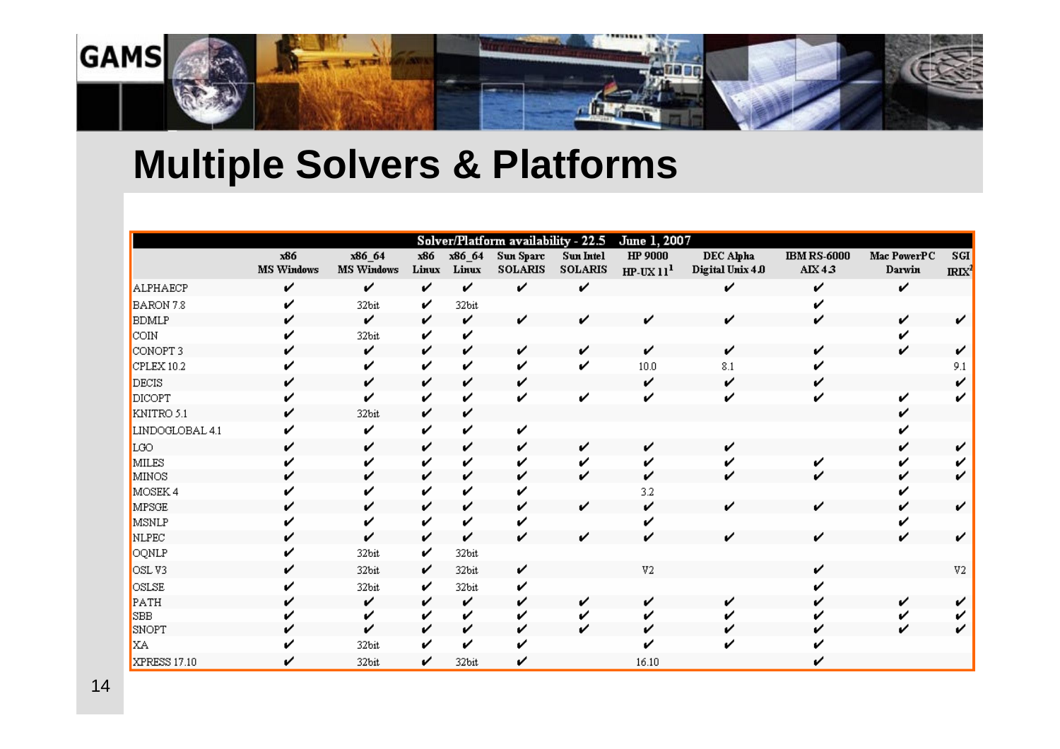# Multiple Solvers & Platforms

| Solver/Platform availability - 22.5 June 1, 2007 | x86 MS Windows | x86_64 MS Windows | x86 Linux | x86_64 Linux | Sun Sparc SOLARIS | Sun Intel SOLARIS | HP 9000 HP-UX 11[1] | DEC Alpha Digital Unix 4.0 | IBM RS-6000 AIX 4.3 | Mac PowerPC Darwin | SGI IRIX[2] |
|---|---|---|---|---|---|---|---|---|---|---|---|
| ALPHAECP | ✔ | ✔ | ✔ | ✔ | ✔ | ✔ | | ✔ | ✔ | ✔ | |
| BARON 7.8 | ✔ | 32bit | ✔ | 32bit | | | | | ✔ | | |
| BDMLP | ✔ | ✔ | ✔ | ✔ | ✔ | ✔ | ✔ | ✔ | ✔ | ✔ | ✔ |
| COIN | ✔ | 32bit | ✔ | ✔ | | | | | | ✔ | |
| CONOPT 3 | ✔ | ✔ | ✔ | ✔ | ✔ | ✔ | ✔ | ✔ | ✔ | ✔ | ✔ |
| CPLEX 10.2 | ✔ | ✔ | ✔ | ✔ | ✔ | ✔ | 10.0 | 8.1 | ✔ | | 9.1 |
| DECIS | ✔ | ✔ | ✔ | ✔ | ✔ | | ✔ | ✔ | ✔ | | ✔ |
| DICOPT | ✔ | ✔ | ✔ | ✔ | ✔ | ✔ | ✔ | ✔ | ✔ | ✔ | ✔ |
| KNITRO 5.1 | ✔ | 32bit | ✔ | ✔ | | | | | | ✔ | |
| LINDOGLOBAL 4.1 | ✔ | ✔ | ✔ | ✔ | ✔ | | | | | ✔ | |
| LGO | ✔ | ✔ | ✔ | ✔ | ✔ | ✔ | ✔ | ✔ | | ✔ | ✔ |
| MILES | ✔ | ✔ | ✔ | ✔ | ✔ | ✔ | ✔ | ✔ | ✔ | ✔ | ✔ |
| MINOS | ✔ | ✔ | ✔ | ✔ | ✔ | ✔ | ✔ | ✔ | ✔ | ✔ | ✔ |
| MOSEK 4 | ✔ | ✔ | ✔ | ✔ | ✔ | | 3.2 | | | ✔ | |
| MPSGE | ✔ | ✔ | ✔ | ✔ | ✔ | ✔ | ✔ | ✔ | ✔ | ✔ | ✔ |
| MSNLP | ✔ | ✔ | ✔ | ✔ | ✔ | | ✔ | | | ✔ | |
| NLPEC | ✔ | ✔ | ✔ | ✔ | ✔ | ✔ | ✔ | ✔ | ✔ | ✔ | ✔ |
| OQNLP | ✔ | 32bit | ✔ | 32bit | | | | | | | |
| OSL V3 | ✔ | 32bit | ✔ | 32bit | ✔ | | V2 | | ✔ | | V2 |
| OSLSE | ✔ | 32bit | ✔ | 32bit | ✔ | | | | ✔ | | |
| PATH | ✔ | ✔ | ✔ | ✔ | ✔ | ✔ | ✔ | ✔ | ✔ | ✔ | ✔ |
| SBB | ✔ | ✔ | ✔ | ✔ | ✔ | ✔ | ✔ | ✔ | ✔ | ✔ | ✔ |
| SNOPT | ✔ | ✔ | ✔ | ✔ | ✔ | ✔ | ✔ | ✔ | ✔ | ✔ | ✔ |
| XA | ✔ | 32bit | ✔ | ✔ | ✔ | | ✔ | ✔ | ✔ | | |
| XPRESS 17.10 | ✔ | 32bit | ✔ | 32bit | ✔ | | 16.10 | | ✔ | | |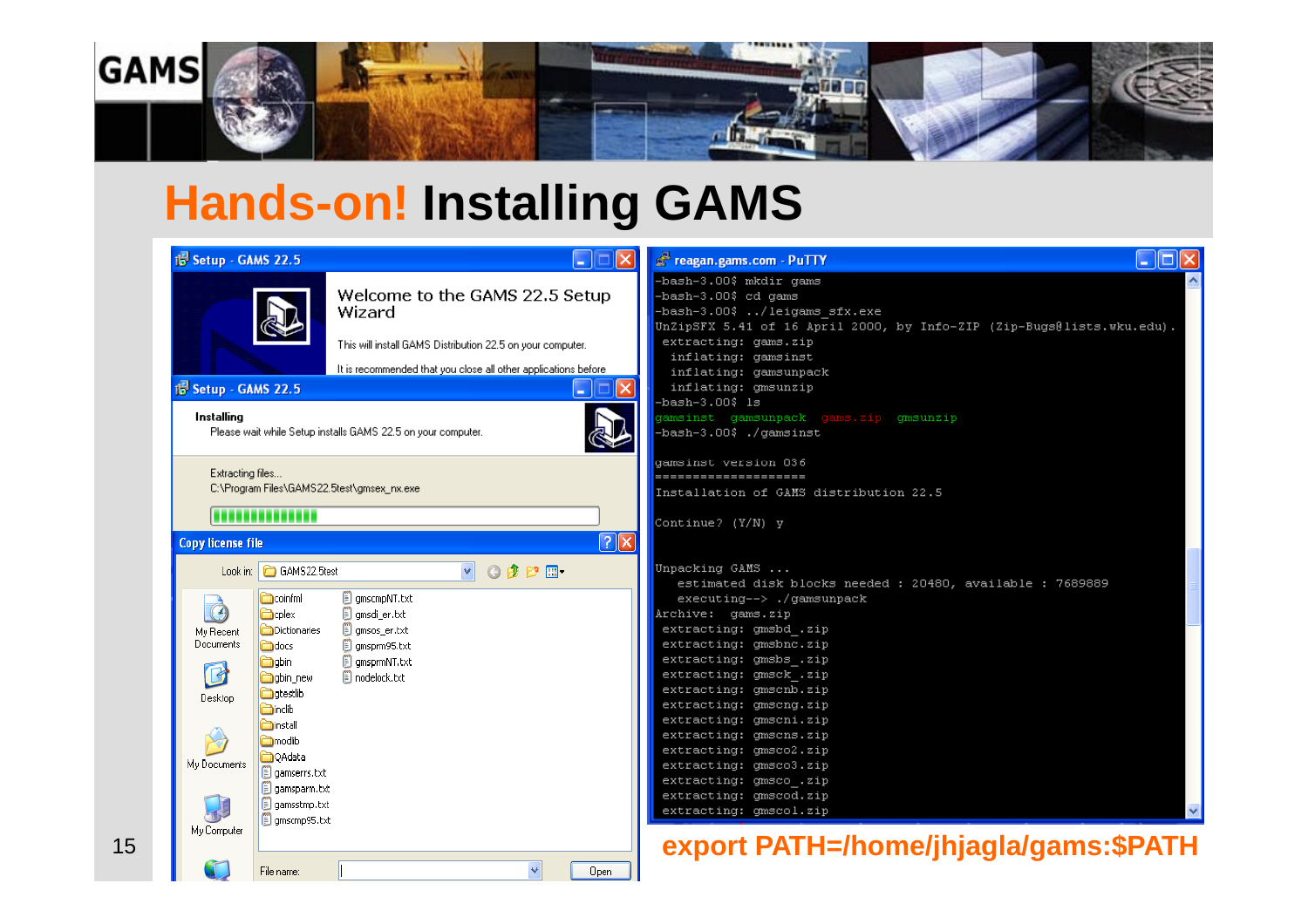# Hands-on! Installing GAMS

**Setup - GAMS 22.5**

Welcome to the GAMS 22.5 Setup Wizard

This will install GAMS Distribution 22.5 on your computer.

It is recommended that you close all other applications before

**Setup - GAMS 22.5**

Installing

Please wait while Setup installs GAMS 22.5 on your computer.

Extracting files...
C:\Program Files\GAMS22.5test\gmsex_nx.exe

**Copy license file**

Look in: GAMS22.5test

coinfml, cplex, Dictionaries, docs, gbin, gbin_new, gtestlib, inclib, install, modlib, QAdata, gamserrs.txt, gamsparm.txt, gamsstmp.txt, gmscmp95.txt, gmscmpNT.txt, gmsdi_er.txt, gmsos_er.txt, gmsprm95.txt, gmsprmNT.txt, nodelock.txt

My Recent Documents, Desktop, My Documents, My Computer

File name: | Open

**reagan.gams.com - PuTTY**

```
-bash-3.00$ mkdir gams
-bash-3.00$ cd gams
-bash-3.00$ ../leigams_sfx.exe
UnZipSFX 5.41 of 16 April 2000, by Info-ZIP (Zip-Bugs@lists.wku.edu).
 extracting: gams.zip
  inflating: gamsinst
  inflating: gamsunpack
  inflating: gmsunzip
-bash-3.00$ ls
gamsinst  gamsunpack  gams.zip  gmsunzip
-bash-3.00$ ./gamsinst

gamsinst version 036
====================
Installation of GAMS distribution 22.5

Continue? (Y/N) y


Unpacking GAMS ...
   estimated disk blocks needed : 20480, available : 7689889
   executing--> ./gamsunpack
Archive:  gams.zip
 extracting: gmsbd_.zip
 extracting: gmsbnc.zip
 extracting: gmsbs_.zip
 extracting: gmsck_.zip
 extracting: gmscnb.zip
 extracting: gmscng.zip
 extracting: gmscni.zip
 extracting: gmscns.zip
 extracting: gmsco2.zip
 extracting: gmsco3.zip
 extracting: gmsco_.zip
 extracting: gmscod.zip
 extracting: gmscol.zip
```

**export PATH=/home/jhjagla/gams:$PATH**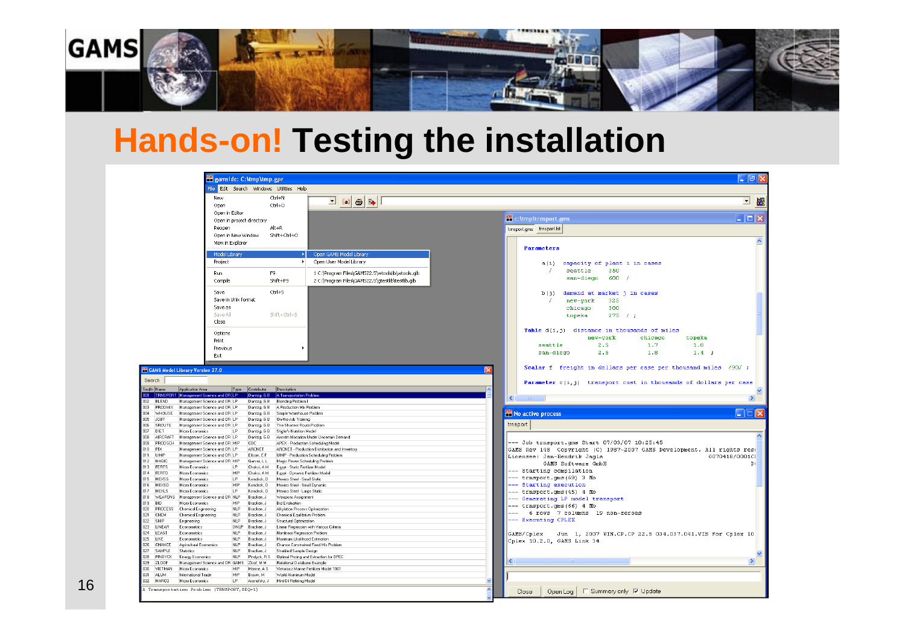# Hands-on! Testing the installation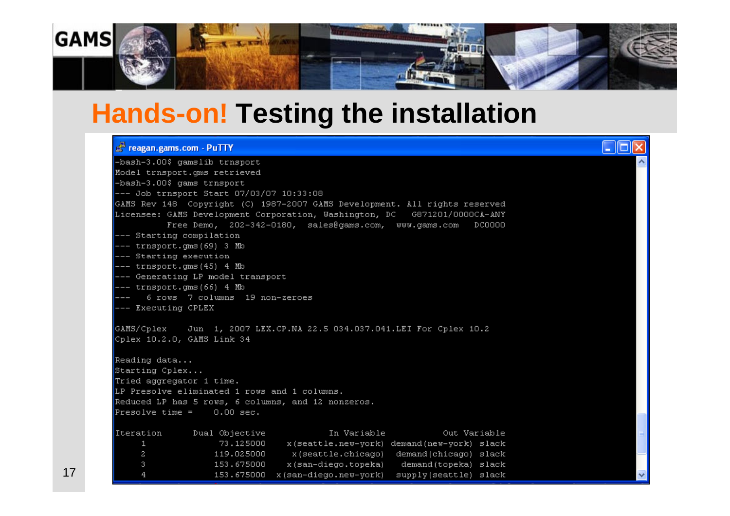# Hands-on! Testing the installation

```
-bash-3.00$ gamslib trnsport
Model trnsport.gms retrieved
-bash-3.00$ gams trnsport
--- Job trnsport Start 07/03/07 10:33:08
GAMS Rev 148  Copyright (C) 1987-2007 GAMS Development. All rights reserved
Licensee: GAMS Development Corporation, Washington, DC   G871201/0000CA-ANY
          Free Demo,  202-342-0180,  sales@gams.com,  www.gams.com   DC0000
--- Starting compilation
--- trnsport.gms(69) 3 Mb
--- Starting execution
--- trnsport.gms(45) 4 Mb
--- Generating LP model transport
--- trnsport.gms(66) 4 Mb
---   6 rows  7 columns  19 non-zeroes
--- Executing CPLEX

GAMS/Cplex    Jun  1, 2007 LEX.CP.NA 22.5 034.037.041.LEI For Cplex 10.2
Cplex 10.2.0, GAMS Link 34

Reading data...
Starting Cplex...
Tried aggregator 1 time.
LP Presolve eliminated 1 rows and 1 columns.
Reduced LP has 5 rows, 6 columns, and 12 nonzeros.
Presolve time =    0.00 sec.

Iteration      Dual Objective            In Variable           Out Variable
     1             73.125000    x(seattle.new-york) demand(new-york) slack
     2            119.025000     x(seattle.chicago)  demand(chicago) slack
     3            153.675000    x(san-diego.topeka)   demand(topeka) slack
     4            153.675000  x(san-diego.new-york)  supply(seattle) slack
```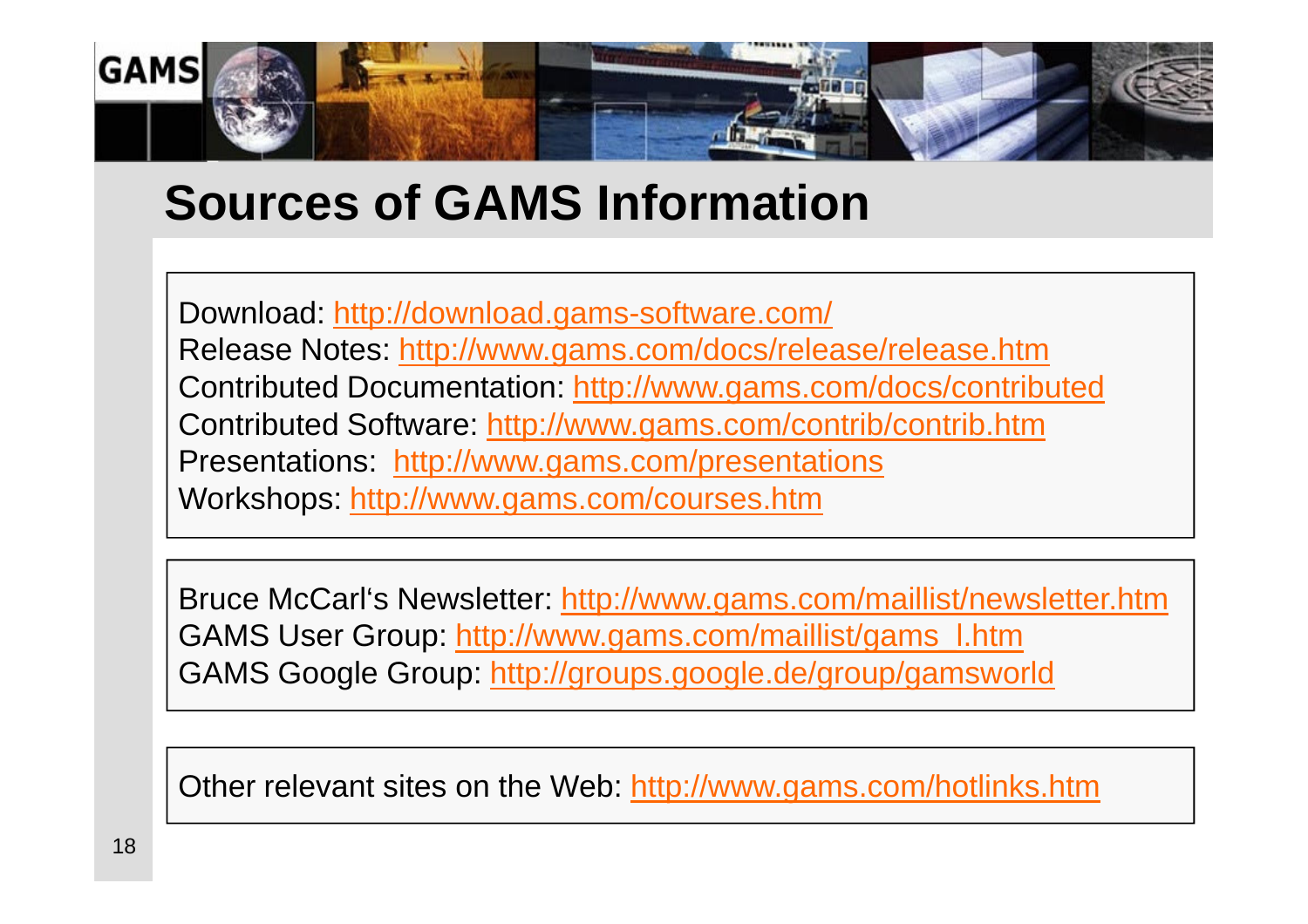# Sources of GAMS Information

Download: http://download.gams-software.com/
Release Notes: http://www.gams.com/docs/release/release.htm
Contributed Documentation: http://www.gams.com/docs/contributed
Contributed Software: http://www.gams.com/contrib/contrib.htm
Presentations: http://www.gams.com/presentations
Workshops: http://www.gams.com/courses.htm

Bruce McCarl's Newsletter: http://www.gams.com/maillist/newsletter.htm
GAMS User Group: http://www.gams.com/maillist/gams_l.htm
GAMS Google Group: http://groups.google.de/group/gamsworld

Other relevant sites on the Web: http://www.gams.com/hotlinks.htm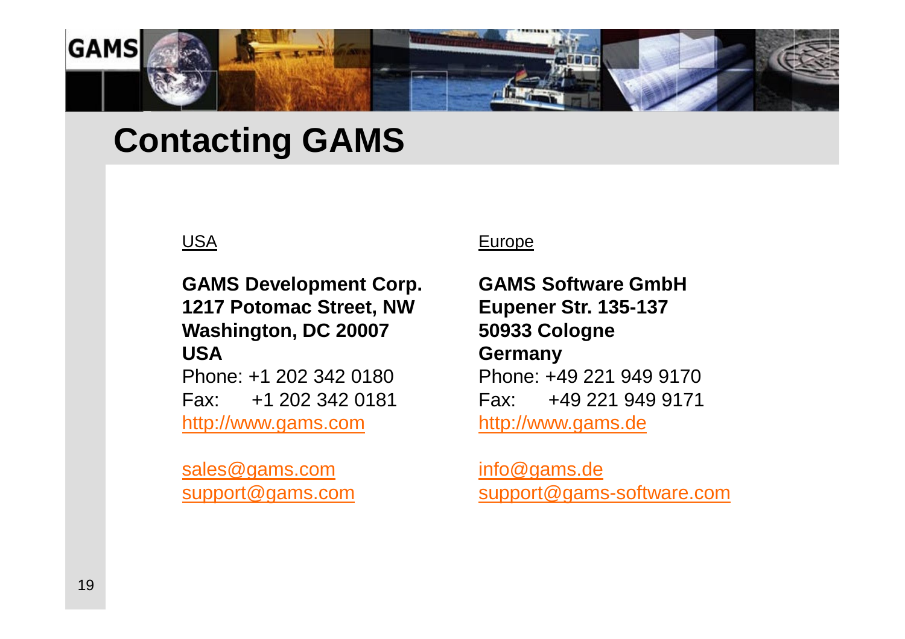# Contacting GAMS

USA

**GAMS Development Corp.**
**1217 Potomac Street, NW**
**Washington, DC 20007**
**USA**
Phone: +1 202 342 0180
Fax: +1 202 342 0181
http://www.gams.com

sales@gams.com
support@gams.com

Europe

**GAMS Software GmbH**
**Eupener Str. 135-137**
**50933 Cologne**
**Germany**
Phone: +49 221 949 9170
Fax: +49 221 949 9171
http://www.gams.de

info@gams.de
support@gams-software.com